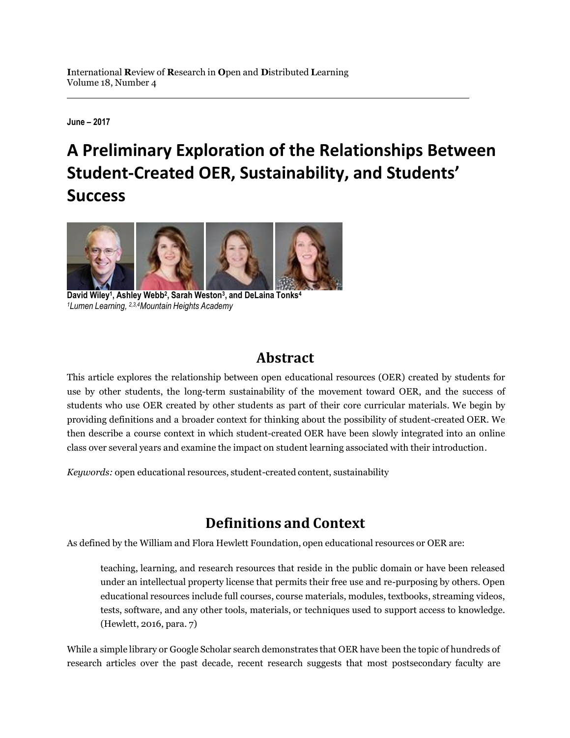International Review of Research in Open and Distributed Learning
Volume 18, Number 4

**June – 2017**

# A Preliminary Exploration of the Relationships Between Student-Created OER, Sustainability, and Students' Success

**David Wiley[1], Ashley Webb[2], Sarah Weston[3], and DeLaina Tonks[4]**
*[1]Lumen Learning, [2,3,4]Mountain Heights Academy*

## Abstract

This article explores the relationship between open educational resources (OER) created by students for use by other students, the long-term sustainability of the movement toward OER, and the success of students who use OER created by other students as part of their core curricular materials. We begin by providing definitions and a broader context for thinking about the possibility of student-created OER. We then describe a course context in which student-created OER have been slowly integrated into an online class over several years and examine the impact on student learning associated with their introduction.

*Keywords:* open educational resources, student-created content, sustainability

## Definitions and Context

As defined by the William and Flora Hewlett Foundation, open educational resources or OER are:

> teaching, learning, and research resources that reside in the public domain or have been released under an intellectual property license that permits their free use and re-purposing by others. Open educational resources include full courses, course materials, modules, textbooks, streaming videos, tests, software, and any other tools, materials, or techniques used to support access to knowledge. (Hewlett, 2016, para. 7)

While a simple library or Google Scholar search demonstrates that OER have been the topic of hundreds of research articles over the past decade, recent research suggests that most postsecondary faculty are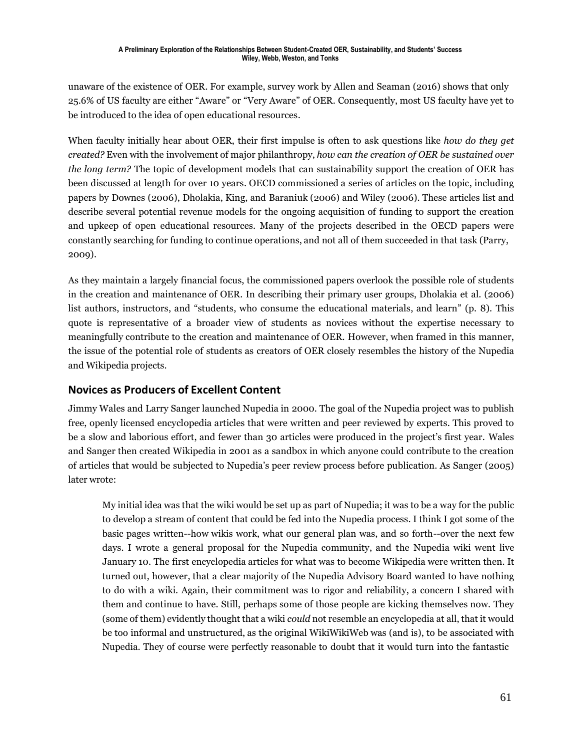unaware of the existence of OER. For example, survey work by Allen and Seaman (2016) shows that only 25.6% of US faculty are either "Aware" or "Very Aware" of OER. Consequently, most US faculty have yet to be introduced to the idea of open educational resources.

When faculty initially hear about OER, their first impulse is often to ask questions like *how do they get created?* Even with the involvement of major philanthropy, *how can the creation of OER be sustained over the long term?* The topic of development models that can sustainability support the creation of OER has been discussed at length for over 10 years. OECD commissioned a series of articles on the topic, including papers by Downes (2006), Dholakia, King, and Baraniuk (2006) and Wiley (2006). These articles list and describe several potential revenue models for the ongoing acquisition of funding to support the creation and upkeep of open educational resources. Many of the projects described in the OECD papers were constantly searching for funding to continue operations, and not all of them succeeded in that task (Parry, 2009).

As they maintain a largely financial focus, the commissioned papers overlook the possible role of students in the creation and maintenance of OER. In describing their primary user groups, Dholakia et al. (2006) list authors, instructors, and "students, who consume the educational materials, and learn" (p. 8). This quote is representative of a broader view of students as novices without the expertise necessary to meaningfully contribute to the creation and maintenance of OER. However, when framed in this manner, the issue of the potential role of students as creators of OER closely resembles the history of the Nupedia and Wikipedia projects.

## Novices as Producers of Excellent Content

Jimmy Wales and Larry Sanger launched Nupedia in 2000. The goal of the Nupedia project was to publish free, openly licensed encyclopedia articles that were written and peer reviewed by experts. This proved to be a slow and laborious effort, and fewer than 30 articles were produced in the project's first year. Wales and Sanger then created Wikipedia in 2001 as a sandbox in which anyone could contribute to the creation of articles that would be subjected to Nupedia's peer review process before publication. As Sanger (2005) later wrote:

> My initial idea was that the wiki would be set up as part of Nupedia; it was to be a way for the public to develop a stream of content that could be fed into the Nupedia process. I think I got some of the basic pages written--how wikis work, what our general plan was, and so forth--over the next few days. I wrote a general proposal for the Nupedia community, and the Nupedia wiki went live January 10. The first encyclopedia articles for what was to become Wikipedia were written then. It turned out, however, that a clear majority of the Nupedia Advisory Board wanted to have nothing to do with a wiki. Again, their commitment was to rigor and reliability, a concern I shared with them and continue to have. Still, perhaps some of those people are kicking themselves now. They (some of them) evidently thought that a wiki *could* not resemble an encyclopedia at all, that it would be too informal and unstructured, as the original WikiWikiWeb was (and is), to be associated with Nupedia. They of course were perfectly reasonable to doubt that it would turn into the fantastic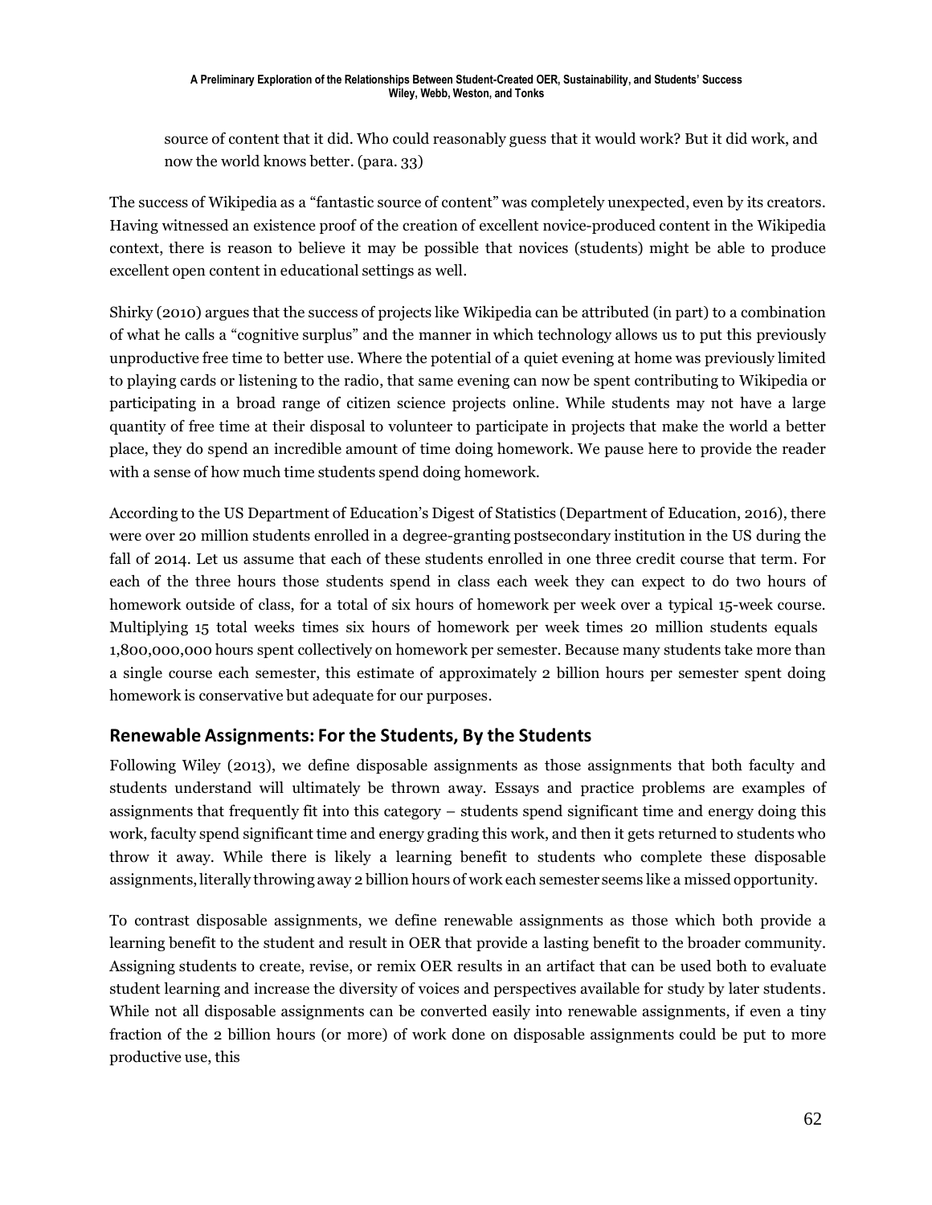> source of content that it did. Who could reasonably guess that it would work? But it did work, and now the world knows better. (para. 33)

The success of Wikipedia as a "fantastic source of content" was completely unexpected, even by its creators. Having witnessed an existence proof of the creation of excellent novice-produced content in the Wikipedia context, there is reason to believe it may be possible that novices (students) might be able to produce excellent open content in educational settings as well.

Shirky (2010) argues that the success of projects like Wikipedia can be attributed (in part) to a combination of what he calls a "cognitive surplus" and the manner in which technology allows us to put this previously unproductive free time to better use. Where the potential of a quiet evening at home was previously limited to playing cards or listening to the radio, that same evening can now be spent contributing to Wikipedia or participating in a broad range of citizen science projects online. While students may not have a large quantity of free time at their disposal to volunteer to participate in projects that make the world a better place, they do spend an incredible amount of time doing homework. We pause here to provide the reader with a sense of how much time students spend doing homework.

According to the US Department of Education's Digest of Statistics (Department of Education, 2016), there were over 20 million students enrolled in a degree-granting postsecondary institution in the US during the fall of 2014. Let us assume that each of these students enrolled in one three credit course that term. For each of the three hours those students spend in class each week they can expect to do two hours of homework outside of class, for a total of six hours of homework per week over a typical 15-week course. Multiplying 15 total weeks times six hours of homework per week times 20 million students equals 1,800,000,000 hours spent collectively on homework per semester. Because many students take more than a single course each semester, this estimate of approximately 2 billion hours per semester spent doing homework is conservative but adequate for our purposes.

## Renewable Assignments: For the Students, By the Students

Following Wiley (2013), we define disposable assignments as those assignments that both faculty and students understand will ultimately be thrown away. Essays and practice problems are examples of assignments that frequently fit into this category – students spend significant time and energy doing this work, faculty spend significant time and energy grading this work, and then it gets returned to students who throw it away. While there is likely a learning benefit to students who complete these disposable assignments, literally throwing away 2 billion hours of work each semester seems like a missed opportunity.

To contrast disposable assignments, we define renewable assignments as those which both provide a learning benefit to the student and result in OER that provide a lasting benefit to the broader community. Assigning students to create, revise, or remix OER results in an artifact that can be used both to evaluate student learning and increase the diversity of voices and perspectives available for study by later students. While not all disposable assignments can be converted easily into renewable assignments, if even a tiny fraction of the 2 billion hours (or more) of work done on disposable assignments could be put to more productive use, this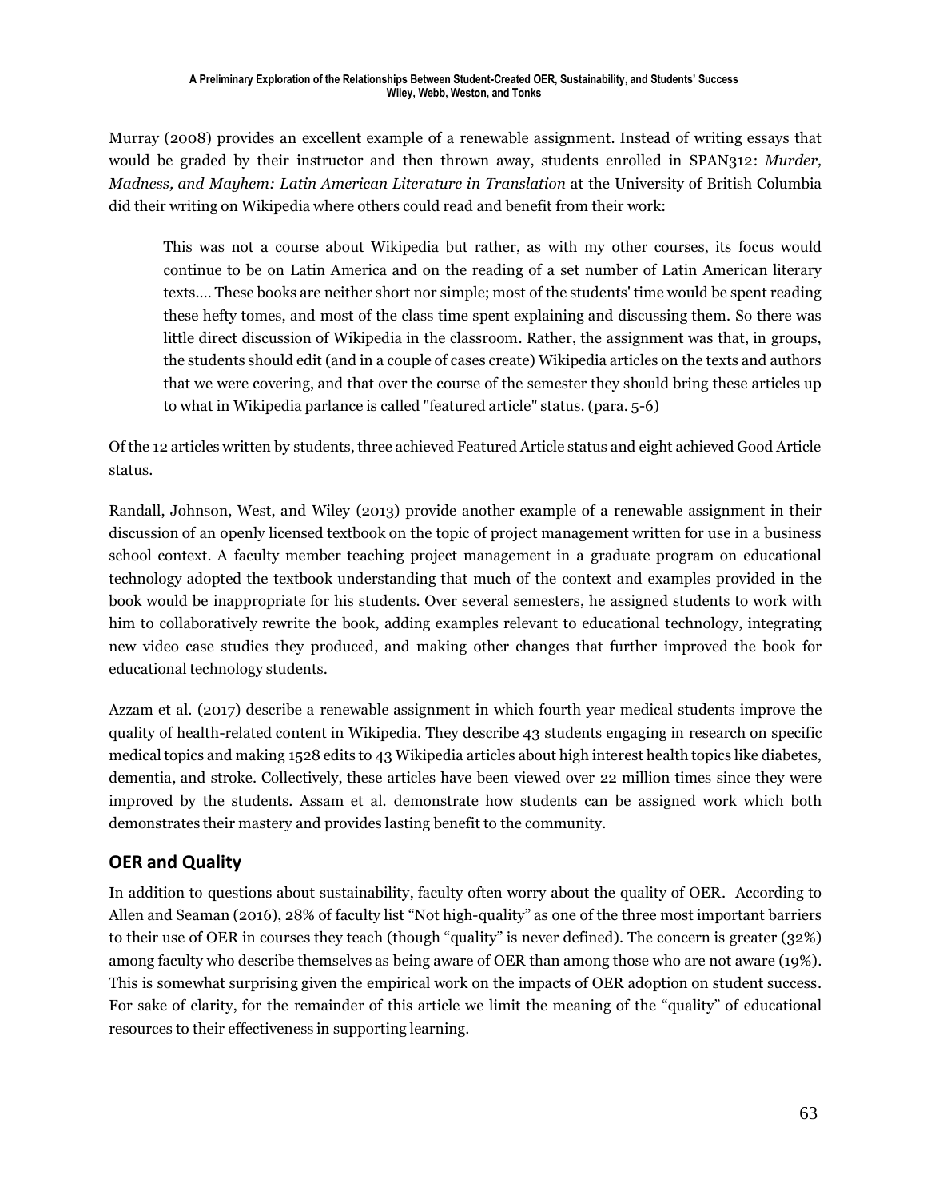Murray (2008) provides an excellent example of a renewable assignment. Instead of writing essays that would be graded by their instructor and then thrown away, students enrolled in SPAN312: *Murder, Madness, and Mayhem: Latin American Literature in Translation* at the University of British Columbia did their writing on Wikipedia where others could read and benefit from their work:

> This was not a course about Wikipedia but rather, as with my other courses, its focus would continue to be on Latin America and on the reading of a set number of Latin American literary texts.... These books are neither short nor simple; most of the students' time would be spent reading these hefty tomes, and most of the class time spent explaining and discussing them. So there was little direct discussion of Wikipedia in the classroom. Rather, the assignment was that, in groups, the students should edit (and in a couple of cases create) Wikipedia articles on the texts and authors that we were covering, and that over the course of the semester they should bring these articles up to what in Wikipedia parlance is called "featured article" status. (para. 5-6)

Of the 12 articles written by students, three achieved Featured Article status and eight achieved Good Article status.

Randall, Johnson, West, and Wiley (2013) provide another example of a renewable assignment in their discussion of an openly licensed textbook on the topic of project management written for use in a business school context. A faculty member teaching project management in a graduate program on educational technology adopted the textbook understanding that much of the context and examples provided in the book would be inappropriate for his students. Over several semesters, he assigned students to work with him to collaboratively rewrite the book, adding examples relevant to educational technology, integrating new video case studies they produced, and making other changes that further improved the book for educational technology students.

Azzam et al. (2017) describe a renewable assignment in which fourth year medical students improve the quality of health-related content in Wikipedia. They describe 43 students engaging in research on specific medical topics and making 1528 edits to 43 Wikipedia articles about high interest health topics like diabetes, dementia, and stroke. Collectively, these articles have been viewed over 22 million times since they were improved by the students. Assam et al. demonstrate how students can be assigned work which both demonstrates their mastery and provides lasting benefit to the community.

## OER and Quality

In addition to questions about sustainability, faculty often worry about the quality of OER. According to Allen and Seaman (2016), 28% of faculty list "Not high-quality" as one of the three most important barriers to their use of OER in courses they teach (though "quality" is never defined). The concern is greater (32%) among faculty who describe themselves as being aware of OER than among those who are not aware (19%). This is somewhat surprising given the empirical work on the impacts of OER adoption on student success. For sake of clarity, for the remainder of this article we limit the meaning of the "quality" of educational resources to their effectiveness in supporting learning.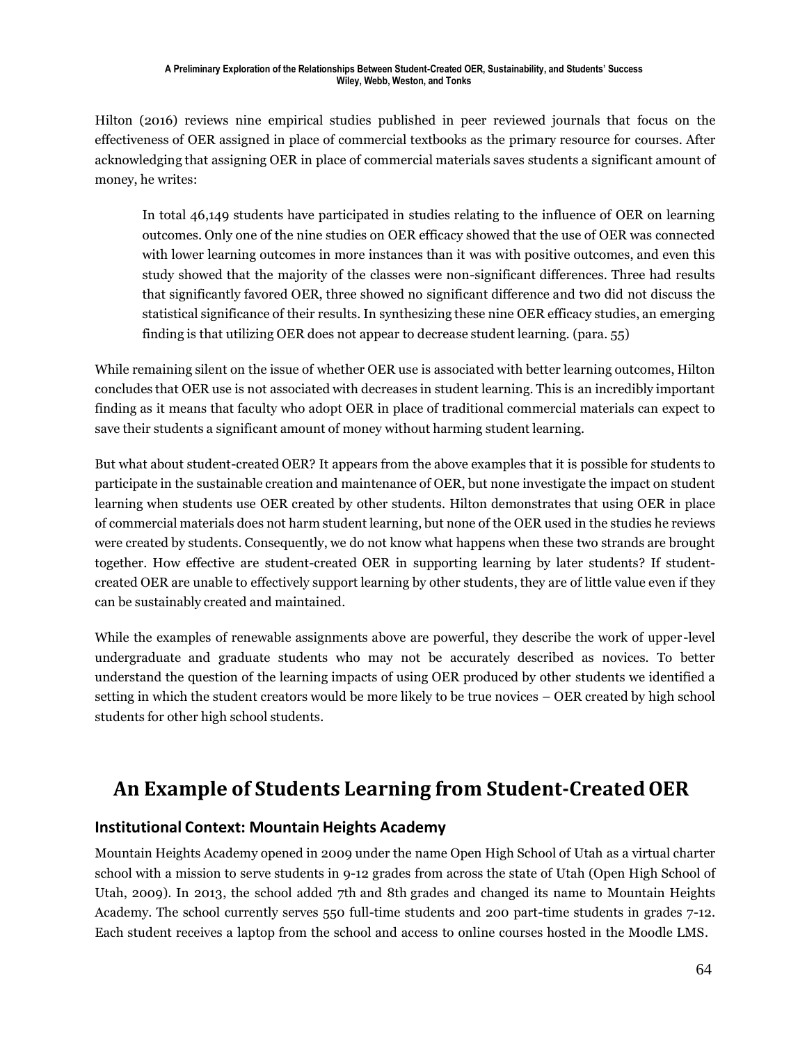Hilton (2016) reviews nine empirical studies published in peer reviewed journals that focus on the effectiveness of OER assigned in place of commercial textbooks as the primary resource for courses. After acknowledging that assigning OER in place of commercial materials saves students a significant amount of money, he writes:

> In total 46,149 students have participated in studies relating to the influence of OER on learning outcomes. Only one of the nine studies on OER efficacy showed that the use of OER was connected with lower learning outcomes in more instances than it was with positive outcomes, and even this study showed that the majority of the classes were non-significant differences. Three had results that significantly favored OER, three showed no significant difference and two did not discuss the statistical significance of their results. In synthesizing these nine OER efficacy studies, an emerging finding is that utilizing OER does not appear to decrease student learning. (para. 55)

While remaining silent on the issue of whether OER use is associated with better learning outcomes, Hilton concludes that OER use is not associated with decreases in student learning. This is an incredibly important finding as it means that faculty who adopt OER in place of traditional commercial materials can expect to save their students a significant amount of money without harming student learning.

But what about student-created OER? It appears from the above examples that it is possible for students to participate in the sustainable creation and maintenance of OER, but none investigate the impact on student learning when students use OER created by other students. Hilton demonstrates that using OER in place of commercial materials does not harm student learning, but none of the OER used in the studies he reviews were created by students. Consequently, we do not know what happens when these two strands are brought together. How effective are student-created OER in supporting learning by later students? If student-created OER are unable to effectively support learning by other students, they are of little value even if they can be sustainably created and maintained.

While the examples of renewable assignments above are powerful, they describe the work of upper-level undergraduate and graduate students who may not be accurately described as novices. To better understand the question of the learning impacts of using OER produced by other students we identified a setting in which the student creators would be more likely to be true novices – OER created by high school students for other high school students.

## An Example of Students Learning from Student-Created OER

### Institutional Context: Mountain Heights Academy

Mountain Heights Academy opened in 2009 under the name Open High School of Utah as a virtual charter school with a mission to serve students in 9-12 grades from across the state of Utah (Open High School of Utah, 2009). In 2013, the school added 7th and 8th grades and changed its name to Mountain Heights Academy. The school currently serves 550 full-time students and 200 part-time students in grades 7-12. Each student receives a laptop from the school and access to online courses hosted in the Moodle LMS.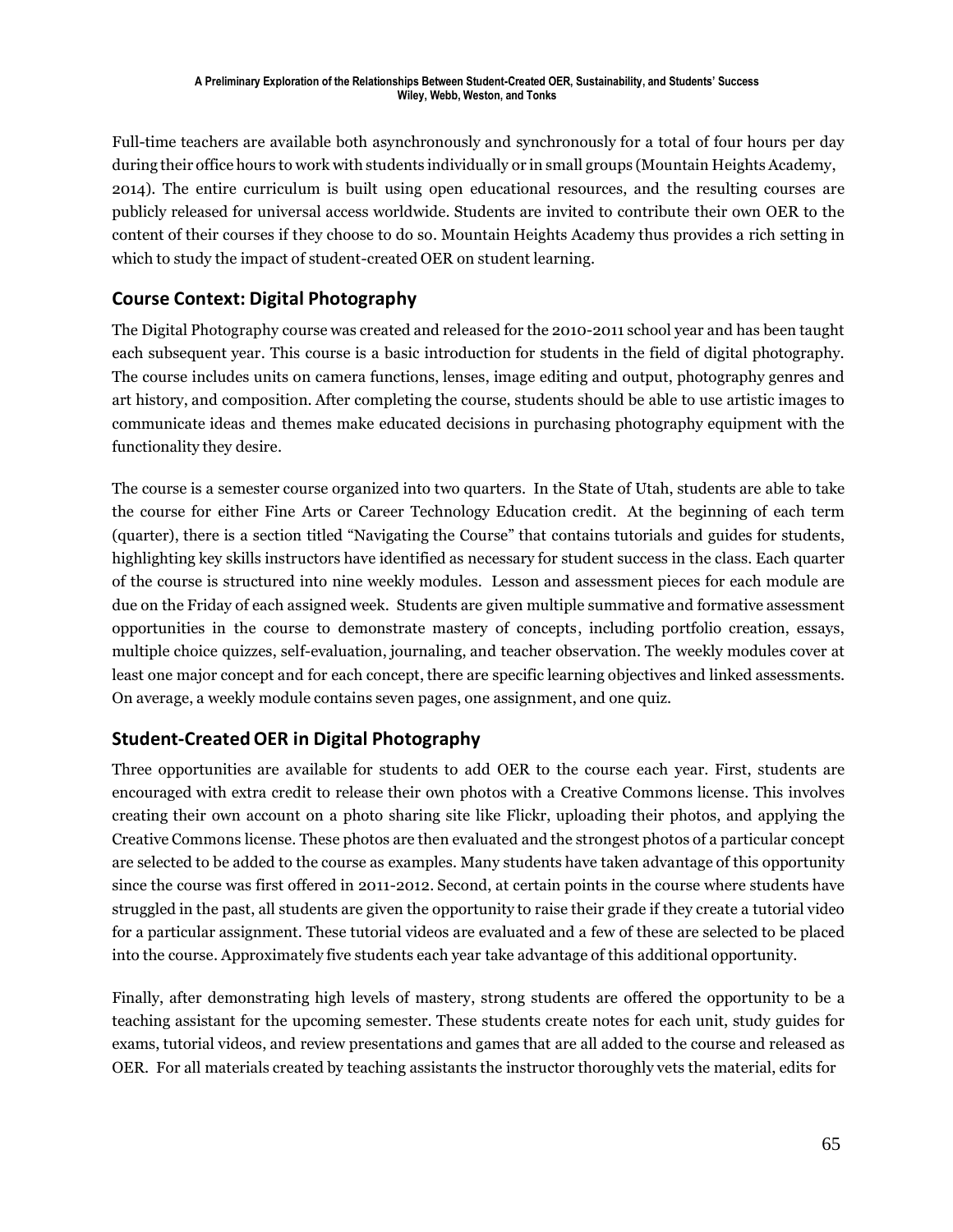Full-time teachers are available both asynchronously and synchronously for a total of four hours per day during their office hours to work with students individually or in small groups (Mountain Heights Academy, 2014). The entire curriculum is built using open educational resources, and the resulting courses are publicly released for universal access worldwide. Students are invited to contribute their own OER to the content of their courses if they choose to do so. Mountain Heights Academy thus provides a rich setting in which to study the impact of student-created OER on student learning.

## Course Context: Digital Photography

The Digital Photography course was created and released for the 2010-2011 school year and has been taught each subsequent year. This course is a basic introduction for students in the field of digital photography. The course includes units on camera functions, lenses, image editing and output, photography genres and art history, and composition. After completing the course, students should be able to use artistic images to communicate ideas and themes make educated decisions in purchasing photography equipment with the functionality they desire.

The course is a semester course organized into two quarters. In the State of Utah, students are able to take the course for either Fine Arts or Career Technology Education credit. At the beginning of each term (quarter), there is a section titled "Navigating the Course" that contains tutorials and guides for students, highlighting key skills instructors have identified as necessary for student success in the class. Each quarter of the course is structured into nine weekly modules. Lesson and assessment pieces for each module are due on the Friday of each assigned week. Students are given multiple summative and formative assessment opportunities in the course to demonstrate mastery of concepts, including portfolio creation, essays, multiple choice quizzes, self-evaluation, journaling, and teacher observation. The weekly modules cover at least one major concept and for each concept, there are specific learning objectives and linked assessments. On average, a weekly module contains seven pages, one assignment, and one quiz.

## Student-Created OER in Digital Photography

Three opportunities are available for students to add OER to the course each year. First, students are encouraged with extra credit to release their own photos with a Creative Commons license. This involves creating their own account on a photo sharing site like Flickr, uploading their photos, and applying the Creative Commons license. These photos are then evaluated and the strongest photos of a particular concept are selected to be added to the course as examples. Many students have taken advantage of this opportunity since the course was first offered in 2011-2012. Second, at certain points in the course where students have struggled in the past, all students are given the opportunity to raise their grade if they create a tutorial video for a particular assignment. These tutorial videos are evaluated and a few of these are selected to be placed into the course. Approximately five students each year take advantage of this additional opportunity.

Finally, after demonstrating high levels of mastery, strong students are offered the opportunity to be a teaching assistant for the upcoming semester. These students create notes for each unit, study guides for exams, tutorial videos, and review presentations and games that are all added to the course and released as OER. For all materials created by teaching assistants the instructor thoroughly vets the material, edits for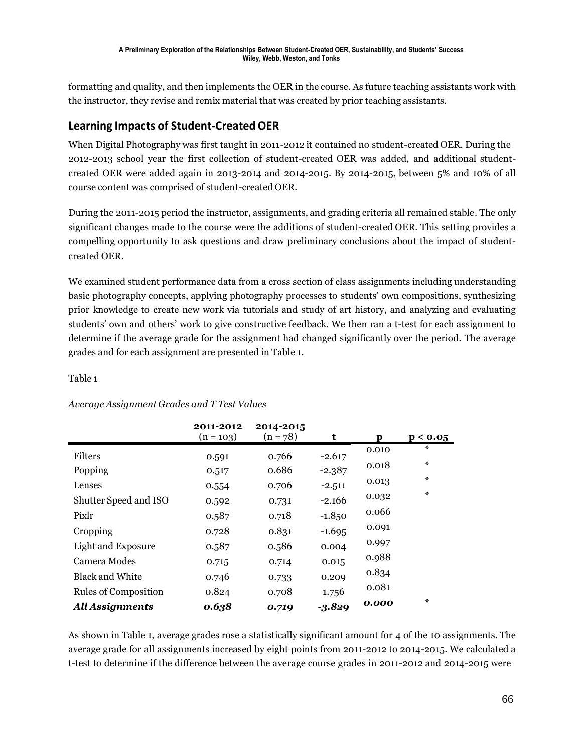formatting and quality, and then implements the OER in the course. As future teaching assistants work with the instructor, they revise and remix material that was created by prior teaching assistants.

## Learning Impacts of Student-Created OER

When Digital Photography was first taught in 2011-2012 it contained no student-created OER. During the 2012-2013 school year the first collection of student-created OER was added, and additional student-created OER were added again in 2013-2014 and 2014-2015. By 2014-2015, between 5% and 10% of all course content was comprised of student-created OER.

During the 2011-2015 period the instructor, assignments, and grading criteria all remained stable. The only significant changes made to the course were the additions of student-created OER. This setting provides a compelling opportunity to ask questions and draw preliminary conclusions about the impact of student-created OER.

We examined student performance data from a cross section of class assignments including understanding basic photography concepts, applying photography processes to students' own compositions, synthesizing prior knowledge to create new work via tutorials and study of art history, and analyzing and evaluating students' own and others' work to give constructive feedback. We then ran a t-test for each assignment to determine if the average grade for the assignment had changed significantly over the period. The average grades and for each assignment are presented in Table 1.

Table 1

*Average Assignment Grades and T Test Values*

| | **2011-2012** (n = 103) | **2014-2015** (n = 78) | **t** | **p** | **p < 0.05** |
|---|---|---|---|---|---|
| Filters | 0.591 | 0.766 | -2.617 | 0.010 | * |
| Popping | 0.517 | 0.686 | -2.387 | 0.018 | * |
| Lenses | 0.554 | 0.706 | -2.511 | 0.013 | * |
| Shutter Speed and ISO | 0.592 | 0.731 | -2.166 | 0.032 | * |
| Pixlr | 0.587 | 0.718 | -1.850 | 0.066 | |
| Cropping | 0.728 | 0.831 | -1.695 | 0.091 | |
| Light and Exposure | 0.587 | 0.586 | 0.004 | 0.997 | |
| Camera Modes | 0.715 | 0.714 | 0.015 | 0.988 | |
| Black and White | 0.746 | 0.733 | 0.209 | 0.834 | |
| Rules of Composition | 0.824 | 0.708 | 1.756 | 0.081 | |
| ***All Assignments*** | ***0.638*** | ***0.719*** | ***-3.829*** | ***0.000*** | * |

As shown in Table 1, average grades rose a statistically significant amount for 4 of the 10 assignments. The average grade for all assignments increased by eight points from 2011-2012 to 2014-2015. We calculated a t-test to determine if the difference between the average course grades in 2011-2012 and 2014-2015 were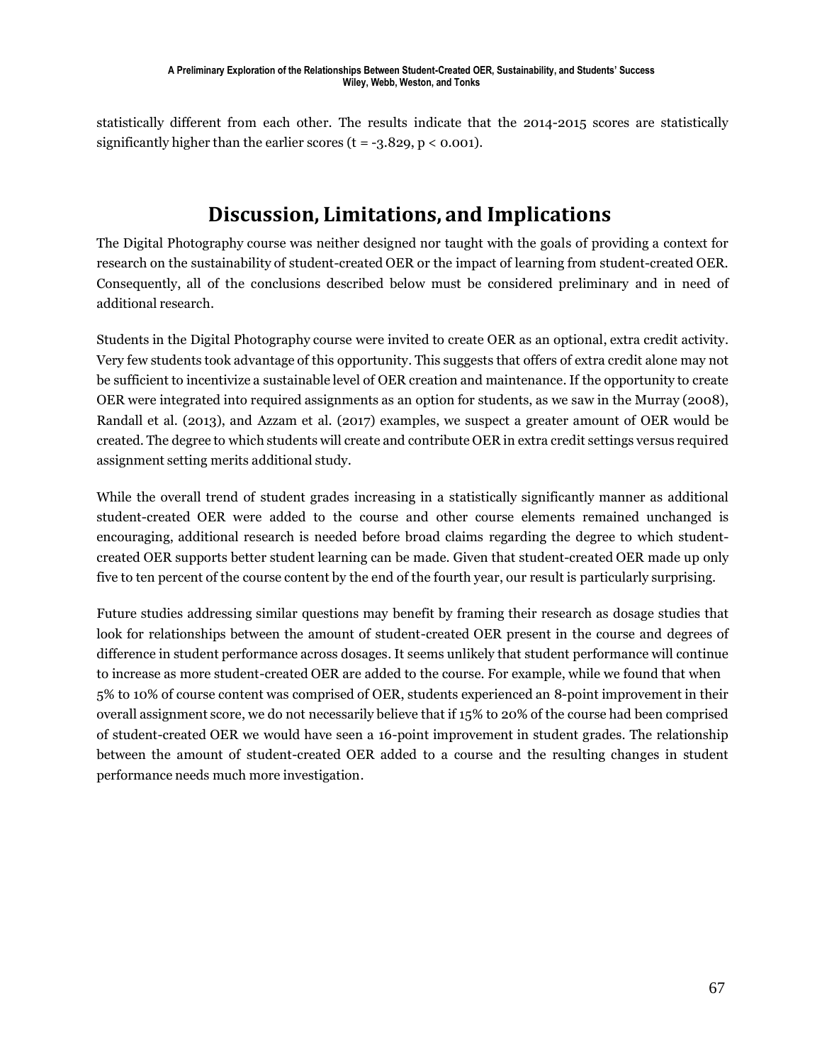statistically different from each other. The results indicate that the 2014-2015 scores are statistically significantly higher than the earlier scores ($t = -3.829$, $p < 0.001$).

## Discussion, Limitations, and Implications

The Digital Photography course was neither designed nor taught with the goals of providing a context for research on the sustainability of student-created OER or the impact of learning from student-created OER. Consequently, all of the conclusions described below must be considered preliminary and in need of additional research.

Students in the Digital Photography course were invited to create OER as an optional, extra credit activity. Very few students took advantage of this opportunity. This suggests that offers of extra credit alone may not be sufficient to incentivize a sustainable level of OER creation and maintenance. If the opportunity to create OER were integrated into required assignments as an option for students, as we saw in the Murray (2008), Randall et al. (2013), and Azzam et al. (2017) examples, we suspect a greater amount of OER would be created. The degree to which students will create and contribute OER in extra credit settings versus required assignment setting merits additional study.

While the overall trend of student grades increasing in a statistically significantly manner as additional student-created OER were added to the course and other course elements remained unchanged is encouraging, additional research is needed before broad claims regarding the degree to which student-created OER supports better student learning can be made. Given that student-created OER made up only five to ten percent of the course content by the end of the fourth year, our result is particularly surprising.

Future studies addressing similar questions may benefit by framing their research as dosage studies that look for relationships between the amount of student-created OER present in the course and degrees of difference in student performance across dosages. It seems unlikely that student performance will continue to increase as more student-created OER are added to the course. For example, while we found that when 5% to 10% of course content was comprised of OER, students experienced an 8-point improvement in their overall assignment score, we do not necessarily believe that if 15% to 20% of the course had been comprised of student-created OER we would have seen a 16-point improvement in student grades. The relationship between the amount of student-created OER added to a course and the resulting changes in student performance needs much more investigation.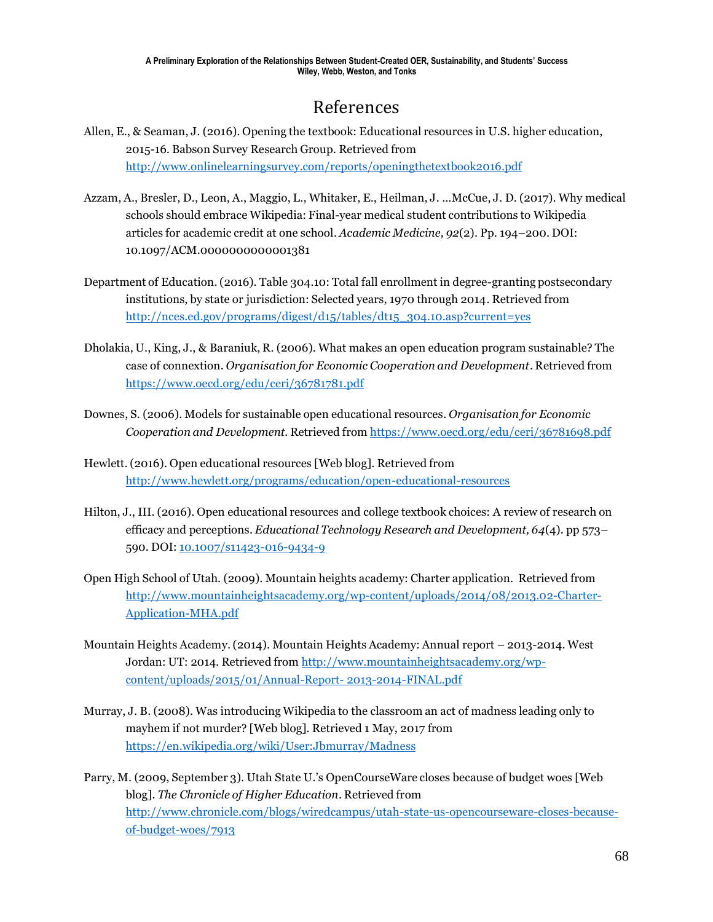# References

Allen, E., & Seaman, J. (2016). Opening the textbook: Educational resources in U.S. higher education, 2015-16. Babson Survey Research Group. Retrieved from http://www.onlinelearningsurvey.com/reports/openingthetextbook2016.pdf

Azzam, A., Bresler, D., Leon, A., Maggio, L., Whitaker, E., Heilman, J. ...McCue, J. D. (2017). Why medical schools should embrace Wikipedia: Final-year medical student contributions to Wikipedia articles for academic credit at one school. *Academic Medicine, 92*(2). Pp. 194–200. DOI: 10.1097/ACM.0000000000001381

Department of Education. (2016). Table 304.10: Total fall enrollment in degree-granting postsecondary institutions, by state or jurisdiction: Selected years, 1970 through 2014. Retrieved from http://nces.ed.gov/programs/digest/d15/tables/dt15_304.10.asp?current=yes

Dholakia, U., King, J., & Baraniuk, R. (2006). What makes an open education program sustainable? The case of connextion. *Organisation for Economic Cooperation and Development*. Retrieved from https://www.oecd.org/edu/ceri/36781781.pdf

Downes, S. (2006). Models for sustainable open educational resources. *Organisation for Economic Cooperation and Development.* Retrieved from https://www.oecd.org/edu/ceri/36781698.pdf

Hewlett. (2016). Open educational resources [Web blog]. Retrieved from http://www.hewlett.org/programs/education/open-educational-resources

Hilton, J., III. (2016). Open educational resources and college textbook choices: A review of research on efficacy and perceptions. *Educational Technology Research and Development, 64*(4). pp 573–590. DOI: 10.1007/s11423-016-9434-9

Open High School of Utah. (2009). Mountain heights academy: Charter application. Retrieved from http://www.mountainheightsacademy.org/wp-content/uploads/2014/08/2013.02-Charter-Application-MHA.pdf

Mountain Heights Academy. (2014). Mountain Heights Academy: Annual report – 2013-2014. West Jordan: UT: 2014. Retrieved from http://www.mountainheightsacademy.org/wp-content/uploads/2015/01/Annual-Report- 2013-2014-FINAL.pdf

Murray, J. B. (2008). Was introducing Wikipedia to the classroom an act of madness leading only to mayhem if not murder? [Web blog]. Retrieved 1 May, 2017 from https://en.wikipedia.org/wiki/User:Jbmurray/Madness

Parry, M. (2009, September 3). Utah State U.'s OpenCourseWare closes because of budget woes [Web blog]. *The Chronicle of Higher Education*. Retrieved from http://www.chronicle.com/blogs/wiredcampus/utah-state-us-opencourseware-closes-because-of-budget-woes/7913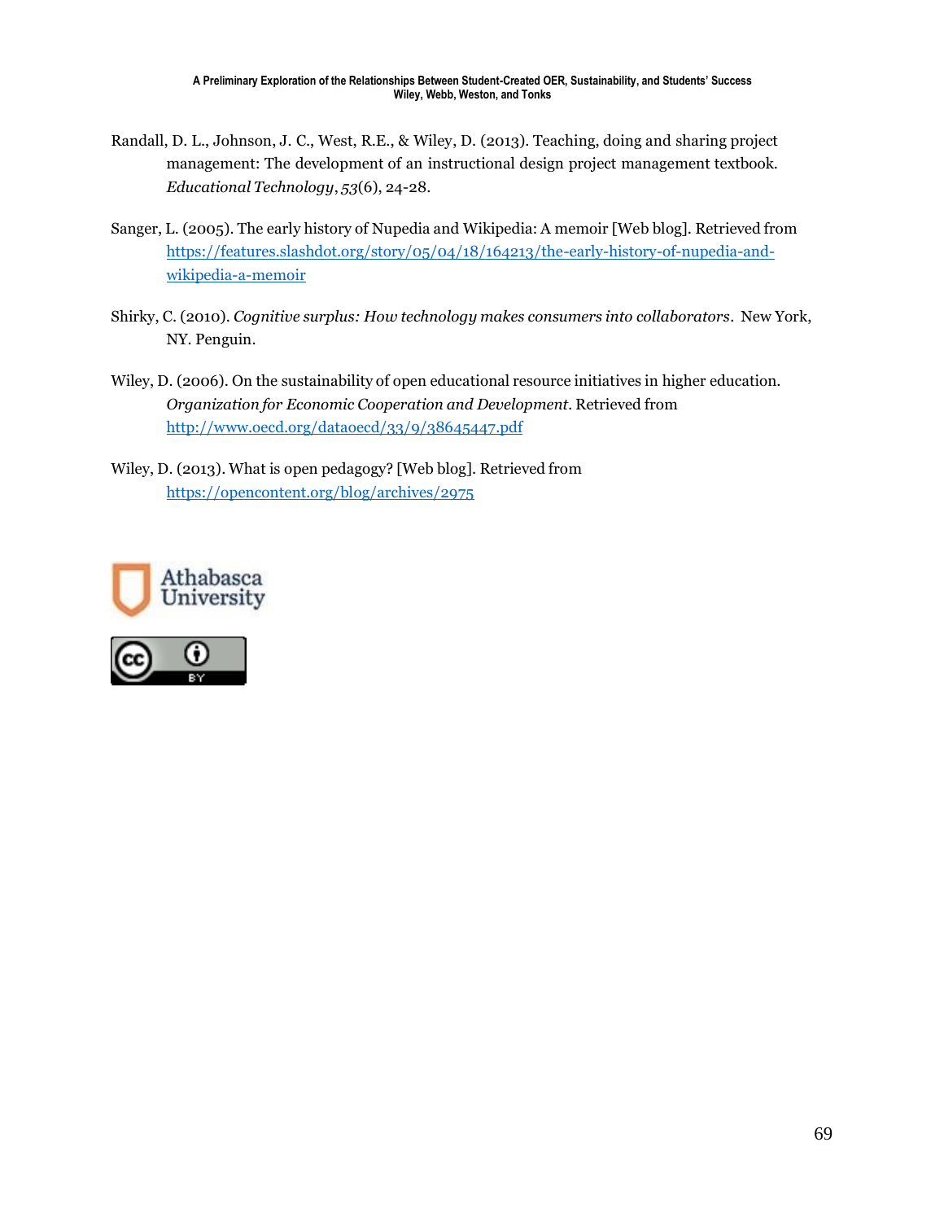Randall, D. L., Johnson, J. C., West, R.E., & Wiley, D. (2013). Teaching, doing and sharing project management: The development of an instructional design project management textbook. *Educational Technology*, *53*(6), 24-28.

Sanger, L. (2005). The early history of Nupedia and Wikipedia: A memoir [Web blog]. Retrieved from https://features.slashdot.org/story/05/04/18/164213/the-early-history-of-nupedia-and-wikipedia-a-memoir

Shirky, C. (2010). *Cognitive surplus: How technology makes consumers into collaborators*. New York, NY. Penguin.

Wiley, D. (2006). On the sustainability of open educational resource initiatives in higher education. *Organization for Economic Cooperation and Development*. Retrieved from http://www.oecd.org/dataoecd/33/9/38645447.pdf

Wiley, D. (2013). What is open pedagogy? [Web blog]. Retrieved from https://opencontent.org/blog/archives/2975

Athabasca University